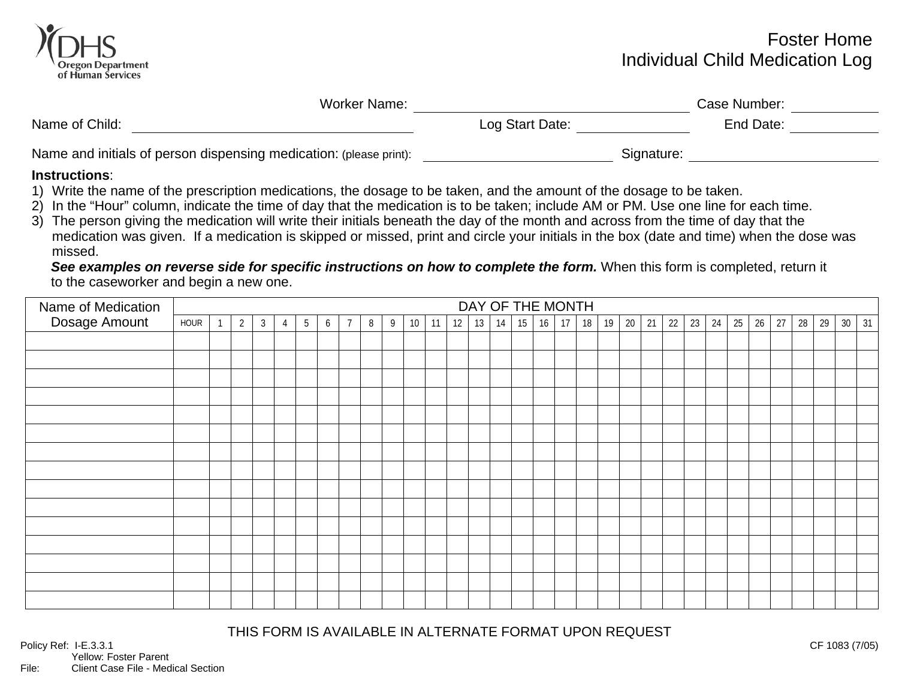DHS Oregon Department of Human Services

# Foster Home Individual Child Medication Log

Worker Name: ______________________ Case Number: ____________

Name of Child: ______________________ Log Start Date: ____________ End Date: ____________

Name and initials of person dispensing medication: (please print): ______________________ Signature: ______________________

**Instructions**:

1) Write the name of the prescription medications, the dosage to be taken, and the amount of the dosage to be taken.
2) In the "Hour" column, indicate the time of day that the medication is to be taken; include AM or PM. Use one line for each time.
3) The person giving the medication will write their initials beneath the day of the month and across from the time of day that the medication was given. If a medication is skipped or missed, print and circle your initials in the box (date and time) when the dose was missed.

***See examples on reverse side for specific instructions on how to complete the form.*** When this form is completed, return it to the caseworker and begin a new one.

| Name of Medication Dosage Amount | DAY OF THE MONTH | | | | | | | | | | | | | | | | | | | | | | | | | | | | | | | |
|---|---|---|---|---|---|---|---|---|---|---|---|---|---|---|---|---|---|---|---|---|---|---|---|---|---|---|---|---|---|---|---|---|
| | HOUR | 1 | 2 | 3 | 4 | 5 | 6 | 7 | 8 | 9 | 10 | 11 | 12 | 13 | 14 | 15 | 16 | 17 | 18 | 19 | 20 | 21 | 22 | 23 | 24 | 25 | 26 | 27 | 28 | 29 | 30 | 31 |
| | | | | | | | | | | | | | | | | | | | | | | | | | | | | | | | | |
| | | | | | | | | | | | | | | | | | | | | | | | | | | | | | | | | |
| | | | | | | | | | | | | | | | | | | | | | | | | | | | | | | | | |
| | | | | | | | | | | | | | | | | | | | | | | | | | | | | | | | | |
| | | | | | | | | | | | | | | | | | | | | | | | | | | | | | | | | |
| | | | | | | | | | | | | | | | | | | | | | | | | | | | | | | | | |
| | | | | | | | | | | | | | | | | | | | | | | | | | | | | | | | | |
| | | | | | | | | | | | | | | | | | | | | | | | | | | | | | | | | |
| | | | | | | | | | | | | | | | | | | | | | | | | | | | | | | | | |
| | | | | | | | | | | | | | | | | | | | | | | | | | | | | | | | | |
| | | | | | | | | | | | | | | | | | | | | | | | | | | | | | | | | |
| | | | | | | | | | | | | | | | | | | | | | | | | | | | | | | | | |
| | | | | | | | | | | | | | | | | | | | | | | | | | | | | | | | | |
| | | | | | | | | | | | | | | | | | | | | | | | | | | | | | | | | |
| | | | | | | | | | | | | | | | | | | | | | | | | | | | | | | | | |

THIS FORM IS AVAILABLE IN ALTERNATE FORMAT UPON REQUEST

Policy Ref: I-E.3.3.1
Yellow: Foster Parent
File: Client Case File - Medical Section

CF 1083 (7/05)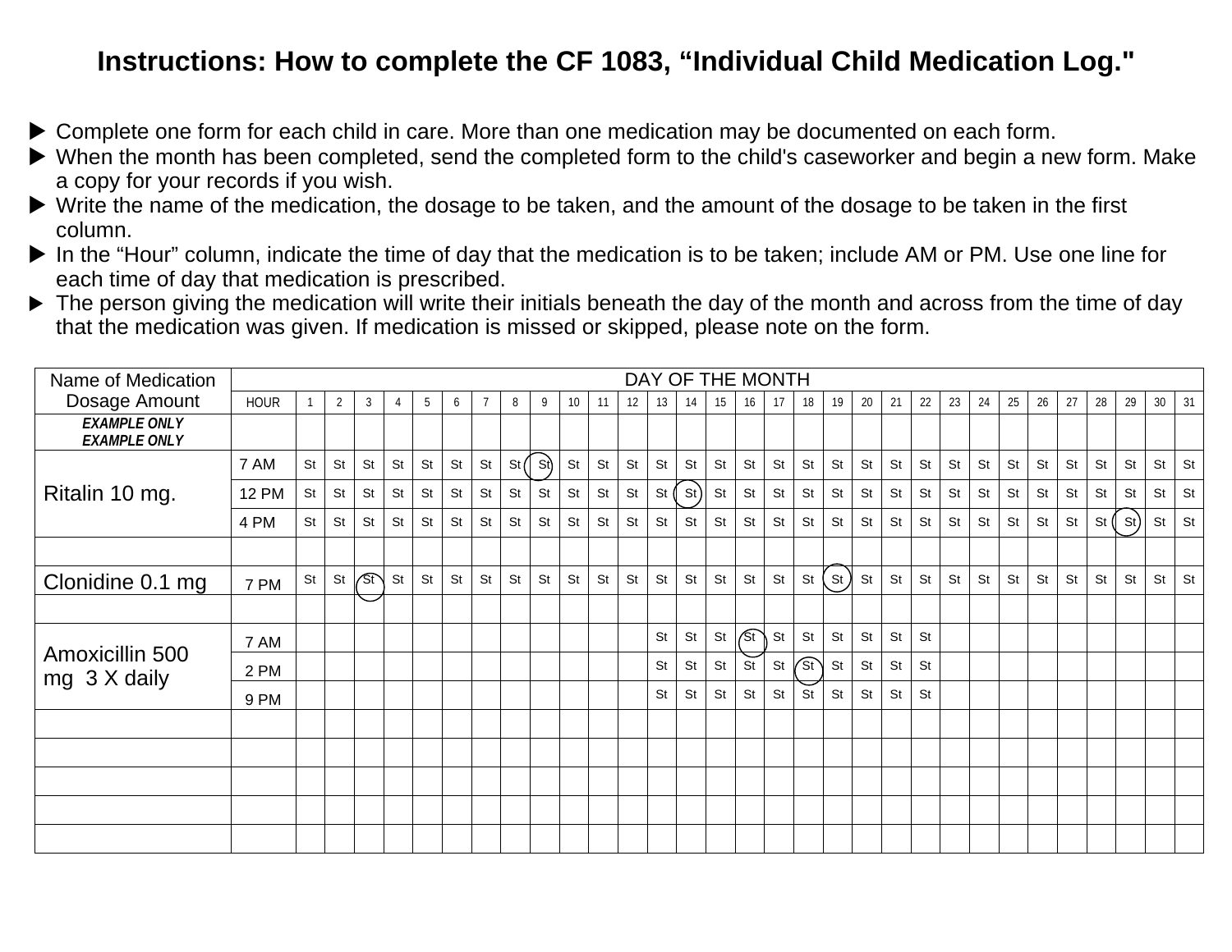# Instructions: How to complete the CF 1083, "Individual Child Medication Log."

- Complete one form for each child in care. More than one medication may be documented on each form.
- When the month has been completed, send the completed form to the child's caseworker and begin a new form. Make a copy for your records if you wish.
- Write the name of the medication, the dosage to be taken, and the amount of the dosage to be taken in the first column.
- In the "Hour" column, indicate the time of day that the medication is to be taken; include AM or PM. Use one line for each time of day that medication is prescribed.
- The person giving the medication will write their initials beneath the day of the month and across from the time of day that the medication was given. If medication is missed or skipped, please note on the form.

| Name of Medication Dosage Amount | DAY OF THE MONTH | | | | | | | | | | | | | | | | | | | | | | | | | | | | | | | |
|---|---|---|---|---|---|---|---|---|---|---|---|---|---|---|---|---|---|---|---|---|---|---|---|---|---|---|---|---|---|---|---|---|
| | HOUR | 1 | 2 | 3 | 4 | 5 | 6 | 7 | 8 | 9 | 10 | 11 | 12 | 13 | 14 | 15 | 16 | 17 | 18 | 19 | 20 | 21 | 22 | 23 | 24 | 25 | 26 | 27 | 28 | 29 | 30 | 31 |
| ***EXAMPLE ONLY EXAMPLE ONLY*** | | | | | | | | | | | | | | | | | | | | | | | | | | | | | | | | |
| Ritalin 10 mg. | 7 AM | St | St | St | St | St | St | St | St | St | St | St | St | St | St | St | St | St | St | St | St | St | St | St | St | St | St | St | St | St | St | St |
| | 12 PM | St | St | St | St | St | St | St | St | St | St | St | St | St | St | St | St | St | St | St | St | St | St | St | St | St | St | St | St | St | St | St |
| | 4 PM | St | St | St | St | St | St | St | St | St | St | St | St | St | St | St | St | St | St | St | St | St | St | St | St | St | St | St | St | St | St | St |
| | | | | | | | | | | | | | | | | | | | | | | | | | | | | | | | | |
| Clonidine 0.1 mg | 7 PM | St | St | St | St | St | St | St | St | St | St | St | St | St | St | St | St | St | St | St | St | St | St | St | St | St | St | St | St | St | St | St |
| | | | | | | | | | | | | | | | | | | | | | | | | | | | | | | | | |
| Amoxicillin 500 mg 3 X daily | 7 AM | | | | | | | | | | | | | St | St | St | St | St | St | St | St | St | St | | | | | | | | | |
| | 2 PM | | | | | | | | | | | | | St | St | St | St | St | St | St | St | St | St | | | | | | | | | |
| | 9 PM | | | | | | | | | | | | | St | St | St | St | St | St | St | St | St | St | | | | | | | | | |
| | | | | | | | | | | | | | | | | | | | | | | | | | | | | | | | | |
| | | | | | | | | | | | | | | | | | | | | | | | | | | | | | | | | |
| | | | | | | | | | | | | | | | | | | | | | | | | | | | | | | | | |
| | | | | | | | | | | | | | | | | | | | | | | | | | | | | | | | | |
| | | | | | | | | | | | | | | | | | | | | | | | | | | | | | | | | |